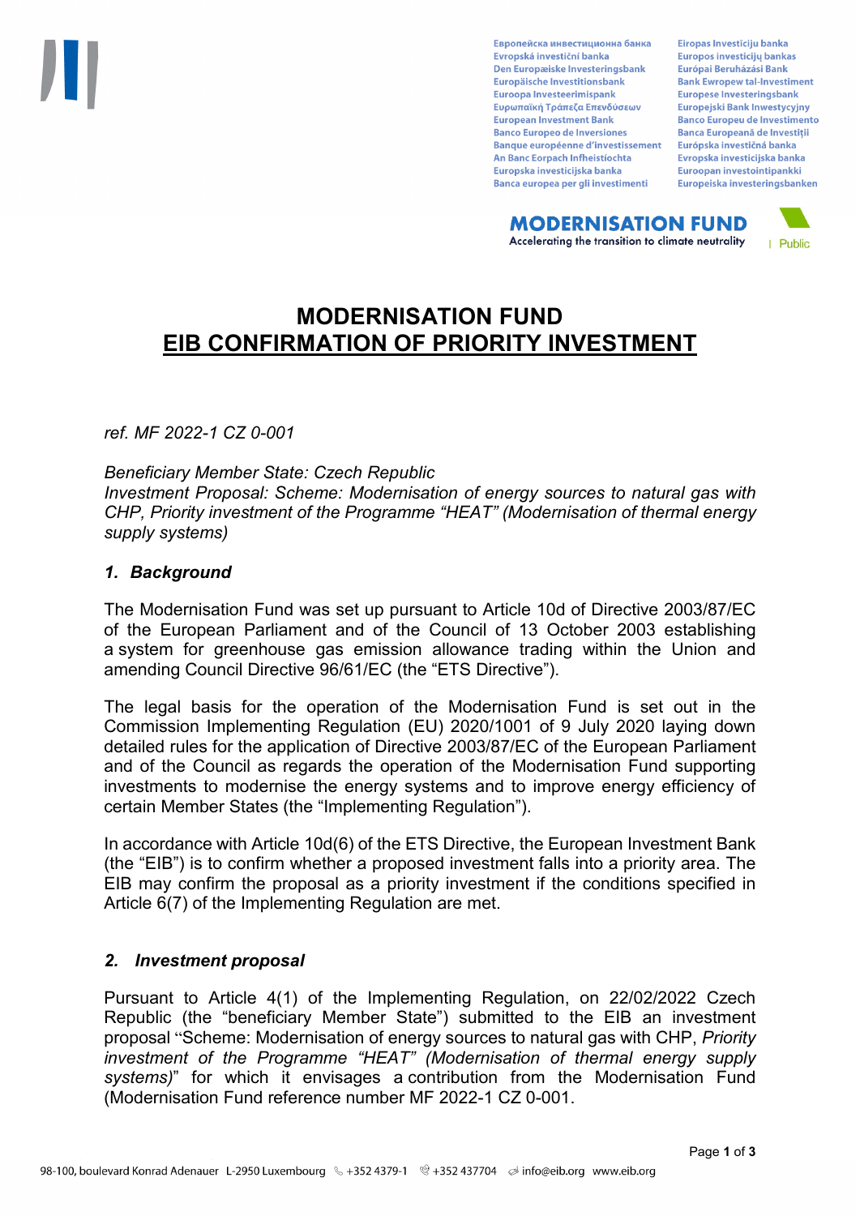Европейска инвестиционна банка
Evropská investiční banka
Den Europæiske Investeringsbank
Europäische Investitionsbank
Euroopa Investeerimispank
Ευρωπαϊκή Τράπεζα Επενδύσεων
European Investment Bank
Banco Europeo de Inversiones
Banque européenne d'investissement
An Banc Eorpach Infheistíochta
Europska investicijska banka
Banca europea per gli investimenti
Eiropas Investīciju banka
Europos investicijų bankas
Európai Beruházási Bank
Bank Ewropew tal-Investiment
Europese Investeringsbank
Europejski Bank Inwestycyjny
Banco Europeu de Investimento
Banca Europeană de Investiții
Európska investičná banka
Evropska investicijska banka
Euroopan investointipankki
Europeiska investeringsbanken

**MODERNISATION FUND**
Accelerating the transition to climate neutrality

Public

# MODERNISATION FUND
# EIB CONFIRMATION OF PRIORITY INVESTMENT

*ref. MF 2022-1 CZ 0-001*

*Beneficiary Member State: Czech Republic*
*Investment Proposal: Scheme: Modernisation of energy sources to natural gas with CHP, Priority investment of the Programme "HEAT" (Modernisation of thermal energy supply systems)*

## *1. Background*

The Modernisation Fund was set up pursuant to Article 10d of Directive 2003/87/EC of the European Parliament and of the Council of 13 October 2003 establishing a system for greenhouse gas emission allowance trading within the Union and amending Council Directive 96/61/EC (the "ETS Directive").

The legal basis for the operation of the Modernisation Fund is set out in the Commission Implementing Regulation (EU) 2020/1001 of 9 July 2020 laying down detailed rules for the application of Directive 2003/87/EC of the European Parliament and of the Council as regards the operation of the Modernisation Fund supporting investments to modernise the energy systems and to improve energy efficiency of certain Member States (the "Implementing Regulation").

In accordance with Article 10d(6) of the ETS Directive, the European Investment Bank (the "EIB") is to confirm whether a proposed investment falls into a priority area. The EIB may confirm the proposal as a priority investment if the conditions specified in Article 6(7) of the Implementing Regulation are met.

## *2. Investment proposal*

Pursuant to Article 4(1) of the Implementing Regulation, on 22/02/2022 Czech Republic (the "beneficiary Member State") submitted to the EIB an investment proposal "Scheme: Modernisation of energy sources to natural gas with CHP, *Priority investment of the Programme "HEAT" (Modernisation of thermal energy supply systems)*" for which it envisages a contribution from the Modernisation Fund (Modernisation Fund reference number MF 2022-1 CZ 0-001.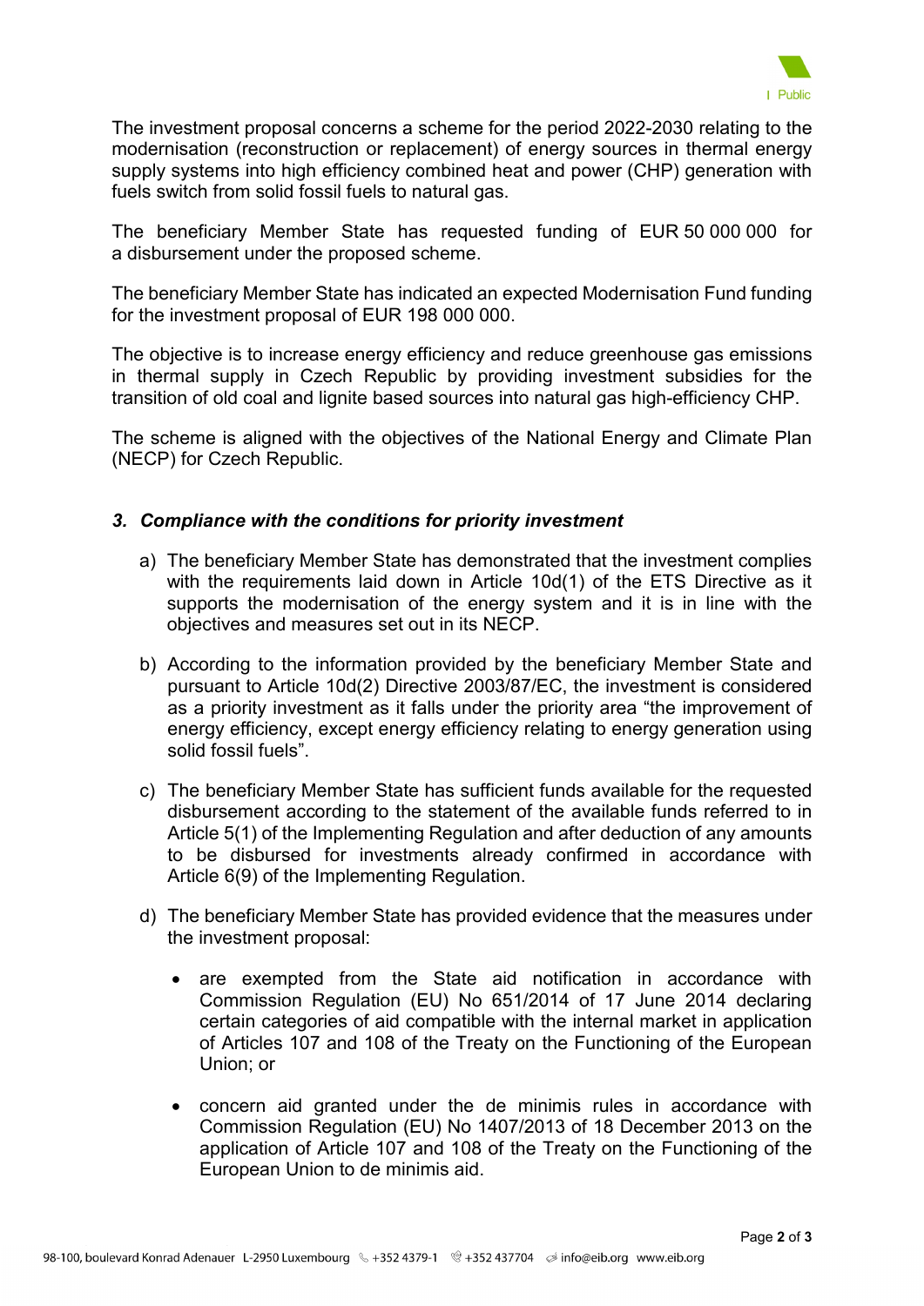The investment proposal concerns a scheme for the period 2022-2030 relating to the modernisation (reconstruction or replacement) of energy sources in thermal energy supply systems into high efficiency combined heat and power (CHP) generation with fuels switch from solid fossil fuels to natural gas.

The beneficiary Member State has requested funding of EUR 50 000 000 for a disbursement under the proposed scheme.

The beneficiary Member State has indicated an expected Modernisation Fund funding for the investment proposal of EUR 198 000 000.

The objective is to increase energy efficiency and reduce greenhouse gas emissions in thermal supply in Czech Republic by providing investment subsidies for the transition of old coal and lignite based sources into natural gas high-efficiency CHP.

The scheme is aligned with the objectives of the National Energy and Climate Plan (NECP) for Czech Republic.

### *3. Compliance with the conditions for priority investment*

a) The beneficiary Member State has demonstrated that the investment complies with the requirements laid down in Article 10d(1) of the ETS Directive as it supports the modernisation of the energy system and it is in line with the objectives and measures set out in its NECP.

b) According to the information provided by the beneficiary Member State and pursuant to Article 10d(2) Directive 2003/87/EC, the investment is considered as a priority investment as it falls under the priority area "the improvement of energy efficiency, except energy efficiency relating to energy generation using solid fossil fuels".

c) The beneficiary Member State has sufficient funds available for the requested disbursement according to the statement of the available funds referred to in Article 5(1) of the Implementing Regulation and after deduction of any amounts to be disbursed for investments already confirmed in accordance with Article 6(9) of the Implementing Regulation.

d) The beneficiary Member State has provided evidence that the measures under the investment proposal:

- are exempted from the State aid notification in accordance with Commission Regulation (EU) No 651/2014 of 17 June 2014 declaring certain categories of aid compatible with the internal market in application of Articles 107 and 108 of the Treaty on the Functioning of the European Union; or

- concern aid granted under the de minimis rules in accordance with Commission Regulation (EU) No 1407/2013 of 18 December 2013 on the application of Article 107 and 108 of the Treaty on the Functioning of the European Union to de minimis aid.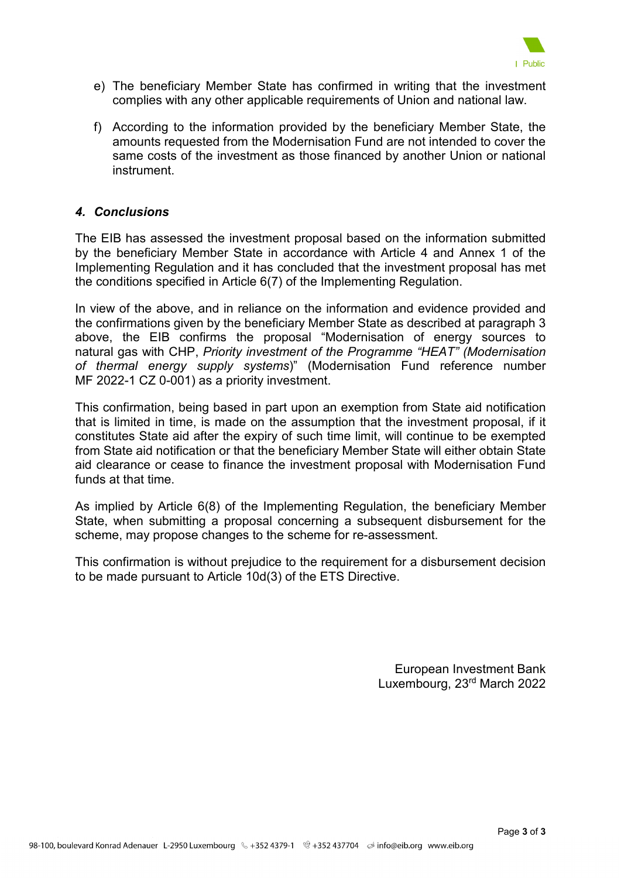e) The beneficiary Member State has confirmed in writing that the investment complies with any other applicable requirements of Union and national law.

f) According to the information provided by the beneficiary Member State, the amounts requested from the Modernisation Fund are not intended to cover the same costs of the investment as those financed by another Union or national instrument.

### *4. Conclusions*

The EIB has assessed the investment proposal based on the information submitted by the beneficiary Member State in accordance with Article 4 and Annex 1 of the Implementing Regulation and it has concluded that the investment proposal has met the conditions specified in Article 6(7) of the Implementing Regulation.

In view of the above, and in reliance on the information and evidence provided and the confirmations given by the beneficiary Member State as described at paragraph 3 above, the EIB confirms the proposal "Modernisation of energy sources to natural gas with CHP, *Priority investment of the Programme "HEAT" (Modernisation of thermal energy supply systems)*" (Modernisation Fund reference number MF 2022-1 CZ 0-001) as a priority investment.

This confirmation, being based in part upon an exemption from State aid notification that is limited in time, is made on the assumption that the investment proposal, if it constitutes State aid after the expiry of such time limit, will continue to be exempted from State aid notification or that the beneficiary Member State will either obtain State aid clearance or cease to finance the investment proposal with Modernisation Fund funds at that time.

As implied by Article 6(8) of the Implementing Regulation, the beneficiary Member State, when submitting a proposal concerning a subsequent disbursement for the scheme, may propose changes to the scheme for re-assessment.

This confirmation is without prejudice to the requirement for a disbursement decision to be made pursuant to Article 10d(3) of the ETS Directive.

European Investment Bank
Luxembourg, 23rd March 2022